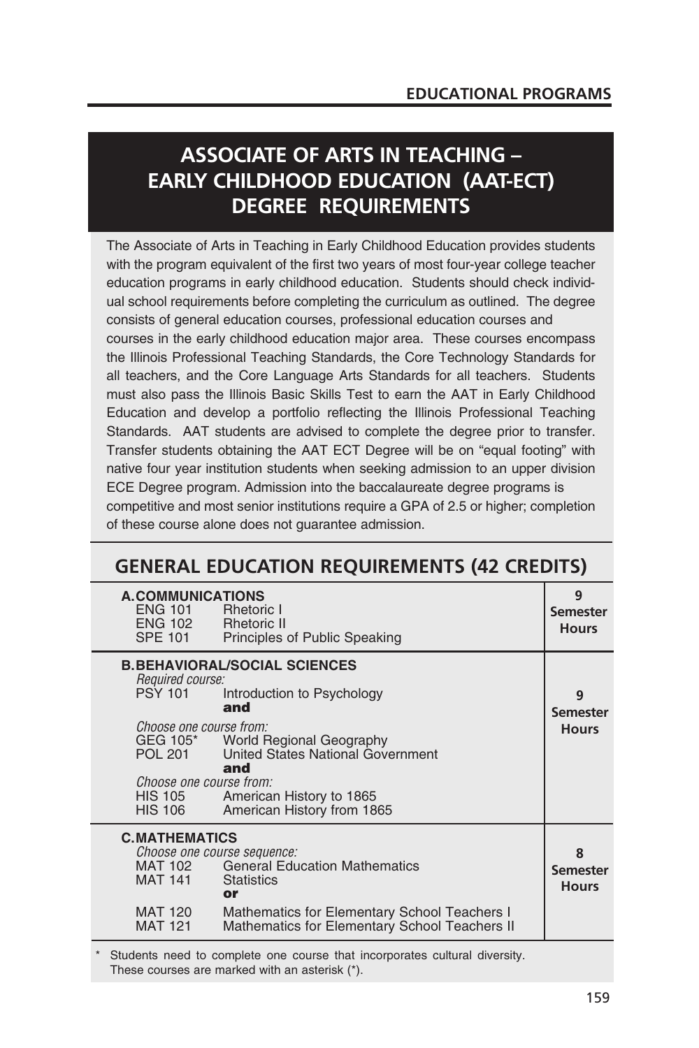# ASSOCIATE OF ARTS IN TEACHING – EARLY CHILDHOOD EDUCATION (AAT-ECT) DEGREE REQUIREMENTS

The Associate of Arts in Teaching in Early Childhood Education provides students with the program equivalent of the first two years of most four-year college teacher education programs in early childhood education. Students should check individual school requirements before completing the curriculum as outlined. The degree consists of general education courses, professional education courses and courses in the early childhood education major area. These courses encompass the Illinois Professional Teaching Standards, the Core Technology Standards for all teachers, and the Core Language Arts Standards for all teachers. Students must also pass the Illinois Basic Skills Test to earn the AAT in Early Childhood Education and develop a portfolio reflecting the Illinois Professional Teaching Standards. AAT students are advised to complete the degree prior to transfer. Transfer students obtaining the AAT ECT Degree will be on "equal footing" with native four year institution students when seeking admission to an upper division ECE Degree program. Admission into the baccalaureate degree programs is competitive and most senior institutions require a GPA of 2.5 or higher; completion of these course alone does not guarantee admission.

## GENERAL EDUCATION REQUIREMENTS (42 CREDITS)

| | | |
|---|---|---|
| **A. COMMUNICATIONS**<br>ENG 101 Rhetoric I<br>ENG 102 Rhetoric II<br>SPE 101 Principles of Public Speaking | | **9 Semester Hours** |
| **B. BEHAVIORAL/SOCIAL SCIENCES**<br>*Required course:*<br>PSY 101 Introduction to Psychology<br>**and**<br>*Choose one course from:*<br>GEG 105* World Regional Geography<br>POL 201 United States National Government<br>**and**<br>*Choose one course from:*<br>HIS 105 American History to 1865<br>HIS 106 American History from 1865 | | **9 Semester Hours** |
| **C. MATHEMATICS**<br>*Choose one course sequence:*<br>MAT 102 General Education Mathematics<br>MAT 141 Statistics<br>**or**<br>MAT 120 Mathematics for Elementary School Teachers I<br>MAT 121 Mathematics for Elementary School Teachers II | | **8 Semester Hours** |

\* Students need to complete one course that incorporates cultural diversity. These courses are marked with an asterisk (*).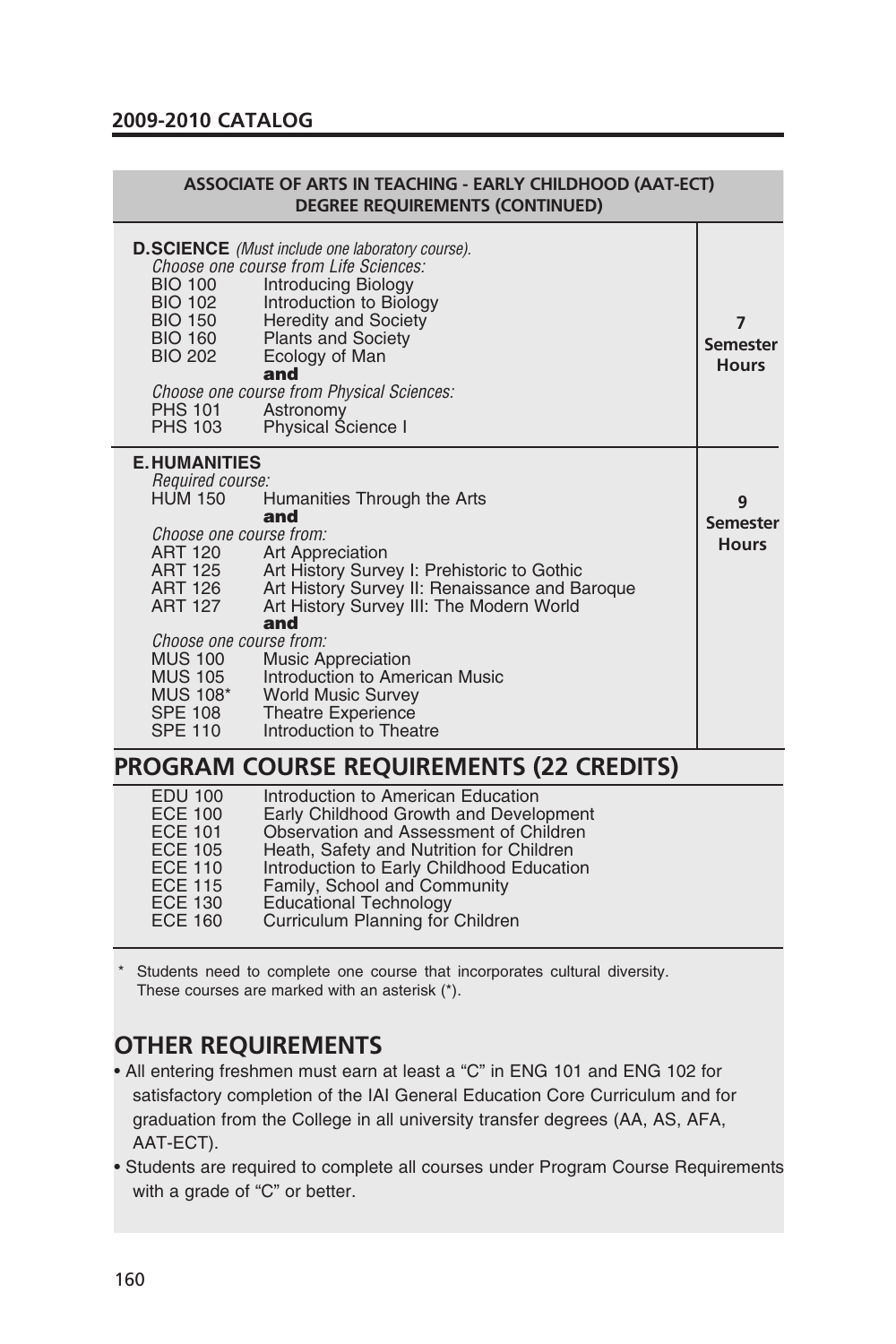## ASSOCIATE OF ARTS IN TEACHING - EARLY CHILDHOOD (AAT-ECT) DEGREE REQUIREMENTS (CONTINUED)

| | |
|---|---|
| **D. SCIENCE** *(Must include one laboratory course).*<br>*Choose one course from Life Sciences:*<br>BIO 100 Introducing Biology<br>BIO 102 Introduction to Biology<br>BIO 150 Heredity and Society<br>BIO 160 Plants and Society<br>BIO 202 Ecology of Man<br>**and**<br>*Choose one course from Physical Sciences:*<br>PHS 101 Astronomy<br>PHS 103 Physical Science I | **7 Semester Hours** |
| **E. HUMANITIES**<br>*Required course:*<br>HUM 150 Humanities Through the Arts<br>**and**<br>*Choose one course from:*<br>ART 120 Art Appreciation<br>ART 125 Art History Survey I: Prehistoric to Gothic<br>ART 126 Art History Survey II: Renaissance and Baroque<br>ART 127 Art History Survey III: The Modern World<br>**and**<br>*Choose one course from:*<br>MUS 100 Music Appreciation<br>MUS 105 Introduction to American Music<br>MUS 108* World Music Survey<br>SPE 108 Theatre Experience<br>SPE 110 Introduction to Theatre | **9 Semester Hours** |

## PROGRAM COURSE REQUIREMENTS (22 CREDITS)

| | |
|---|---|
| EDU 100 | Introduction to American Education |
| ECE 100 | Early Childhood Growth and Development |
| ECE 101 | Observation and Assessment of Children |
| ECE 105 | Heath, Safety and Nutrition for Children |
| ECE 110 | Introduction to Early Childhood Education |
| ECE 115 | Family, School and Community |
| ECE 130 | Educational Technology |
| ECE 160 | Curriculum Planning for Children |

* Students need to complete one course that incorporates cultural diversity. These courses are marked with an asterisk (*).

## OTHER REQUIREMENTS

- All entering freshmen must earn at least a "C" in ENG 101 and ENG 102 for satisfactory completion of the IAI General Education Core Curriculum and for graduation from the College in all university transfer degrees (AA, AS, AFA, AAT-ECT).
- Students are required to complete all courses under Program Course Requirements with a grade of "C" or better.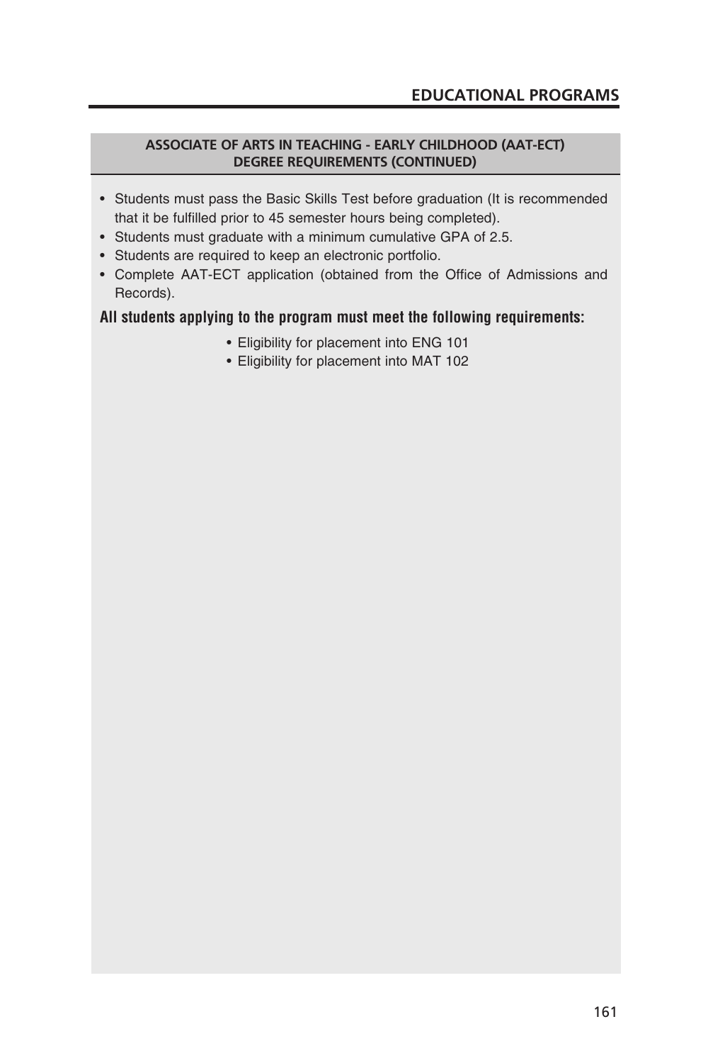## ASSOCIATE OF ARTS IN TEACHING - EARLY CHILDHOOD (AAT-ECT) DEGREE REQUIREMENTS (CONTINUED)

- Students must pass the Basic Skills Test before graduation (It is recommended that it be fulfilled prior to 45 semester hours being completed).
- Students must graduate with a minimum cumulative GPA of 2.5.
- Students are required to keep an electronic portfolio.
- Complete AAT-ECT application (obtained from the Office of Admissions and Records).

**All students applying to the program must meet the following requirements:**

- Eligibility for placement into ENG 101
- Eligibility for placement into MAT 102